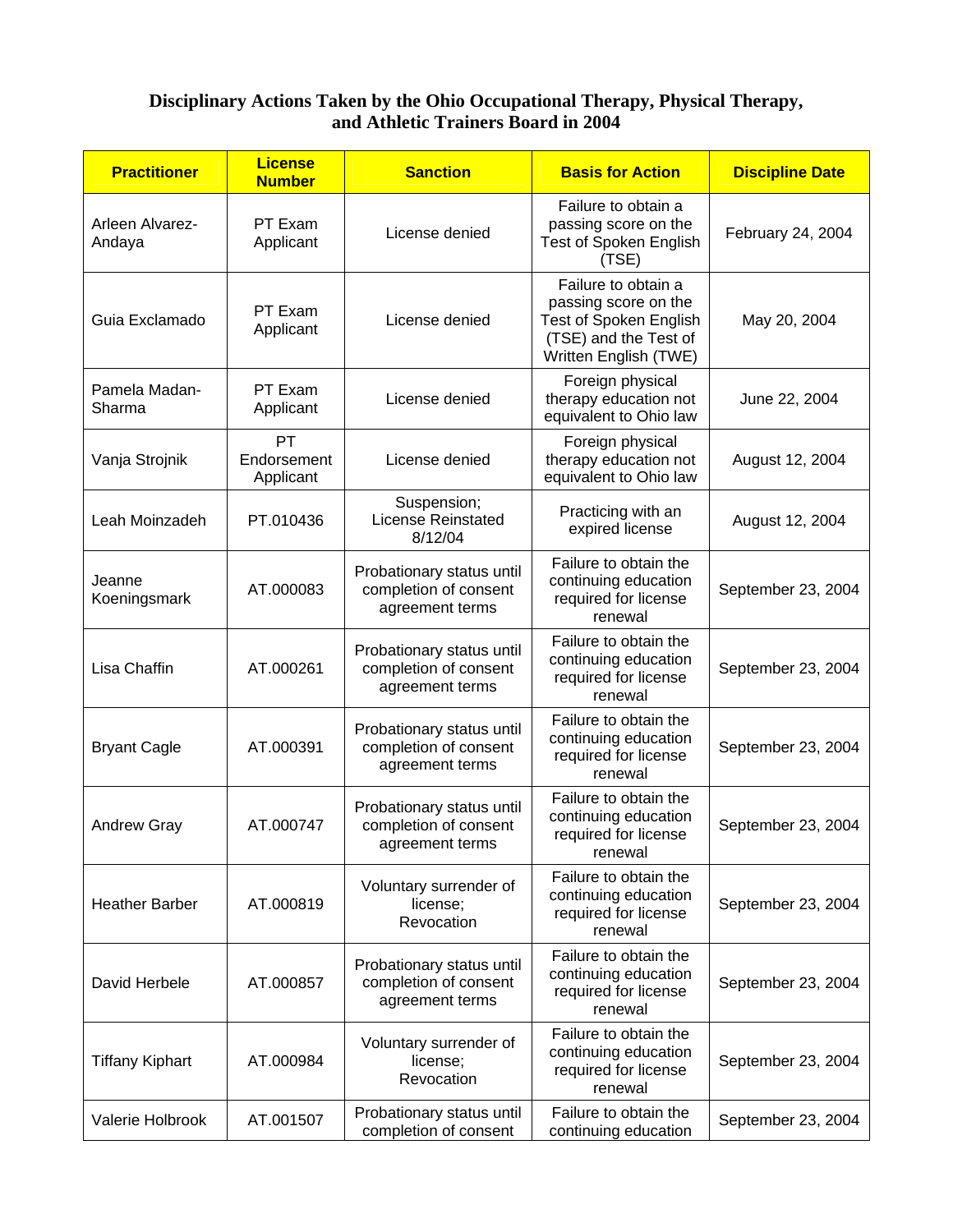# Disciplinary Actions Taken by the Ohio Occupational Therapy, Physical Therapy, and Athletic Trainers Board in 2004

| Practitioner | License Number | Sanction | Basis for Action | Discipline Date |
|---|---|---|---|---|
| Arleen Alvarez-Andaya | PT Exam Applicant | License denied | Failure to obtain a passing score on the Test of Spoken English (TSE) | February 24, 2004 |
| Guia Exclamado | PT Exam Applicant | License denied | Failure to obtain a passing score on the Test of Spoken English (TSE) and the Test of Written English (TWE) | May 20, 2004 |
| Pamela Madan-Sharma | PT Exam Applicant | License denied | Foreign physical therapy education not equivalent to Ohio law | June 22, 2004 |
| Vanja Strojnik | PT Endorsement Applicant | License denied | Foreign physical therapy education not equivalent to Ohio law | August 12, 2004 |
| Leah Moinzadeh | PT.010436 | Suspension; License Reinstated 8/12/04 | Practicing with an expired license | August 12, 2004 |
| Jeanne Koeningsmark | AT.000083 | Probationary status until completion of consent agreement terms | Failure to obtain the continuing education required for license renewal | September 23, 2004 |
| Lisa Chaffin | AT.000261 | Probationary status until completion of consent agreement terms | Failure to obtain the continuing education required for license renewal | September 23, 2004 |
| Bryant Cagle | AT.000391 | Probationary status until completion of consent agreement terms | Failure to obtain the continuing education required for license renewal | September 23, 2004 |
| Andrew Gray | AT.000747 | Probationary status until completion of consent agreement terms | Failure to obtain the continuing education required for license renewal | September 23, 2004 |
| Heather Barber | AT.000819 | Voluntary surrender of license; Revocation | Failure to obtain the continuing education required for license renewal | September 23, 2004 |
| David Herbele | AT.000857 | Probationary status until completion of consent agreement terms | Failure to obtain the continuing education required for license renewal | September 23, 2004 |
| Tiffany Kiphart | AT.000984 | Voluntary surrender of license; Revocation | Failure to obtain the continuing education required for license renewal | September 23, 2004 |
| Valerie Holbrook | AT.001507 | Probationary status until completion of consent | Failure to obtain the continuing education | September 23, 2004 |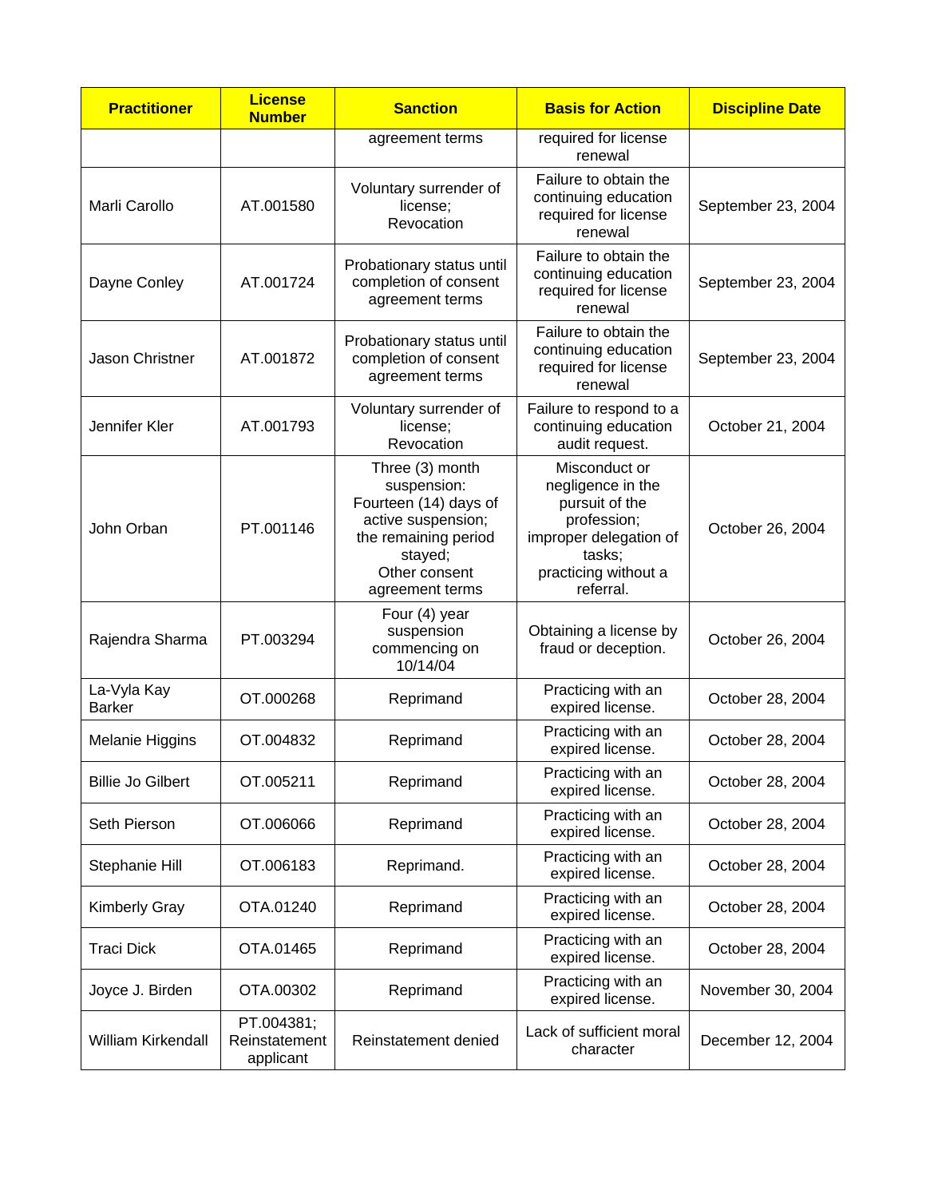| Practitioner | License Number | Sanction | Basis for Action | Discipline Date |
|---|---|---|---|---|
| | | agreement terms | required for license renewal | |
| Marli Carollo | AT.001580 | Voluntary surrender of license; Revocation | Failure to obtain the continuing education required for license renewal | September 23, 2004 |
| Dayne Conley | AT.001724 | Probationary status until completion of consent agreement terms | Failure to obtain the continuing education required for license renewal | September 23, 2004 |
| Jason Christner | AT.001872 | Probationary status until completion of consent agreement terms | Failure to obtain the continuing education required for license renewal | September 23, 2004 |
| Jennifer Kler | AT.001793 | Voluntary surrender of license; Revocation | Failure to respond to a continuing education audit request. | October 21, 2004 |
| John Orban | PT.001146 | Three (3) month suspension: Fourteen (14) days of active suspension; the remaining period stayed; Other consent agreement terms | Misconduct or negligence in the pursuit of the profession; improper delegation of tasks; practicing without a referral. | October 26, 2004 |
| Rajendra Sharma | PT.003294 | Four (4) year suspension commencing on 10/14/04 | Obtaining a license by fraud or deception. | October 26, 2004 |
| La-Vyla Kay Barker | OT.000268 | Reprimand | Practicing with an expired license. | October 28, 2004 |
| Melanie Higgins | OT.004832 | Reprimand | Practicing with an expired license. | October 28, 2004 |
| Billie Jo Gilbert | OT.005211 | Reprimand | Practicing with an expired license. | October 28, 2004 |
| Seth Pierson | OT.006066 | Reprimand | Practicing with an expired license. | October 28, 2004 |
| Stephanie Hill | OT.006183 | Reprimand. | Practicing with an expired license. | October 28, 2004 |
| Kimberly Gray | OTA.01240 | Reprimand | Practicing with an expired license. | October 28, 2004 |
| Traci Dick | OTA.01465 | Reprimand | Practicing with an expired license. | October 28, 2004 |
| Joyce J. Birden | OTA.00302 | Reprimand | Practicing with an expired license. | November 30, 2004 |
| William Kirkendall | PT.004381; Reinstatement applicant | Reinstatement denied | Lack of sufficient moral character | December 12, 2004 |